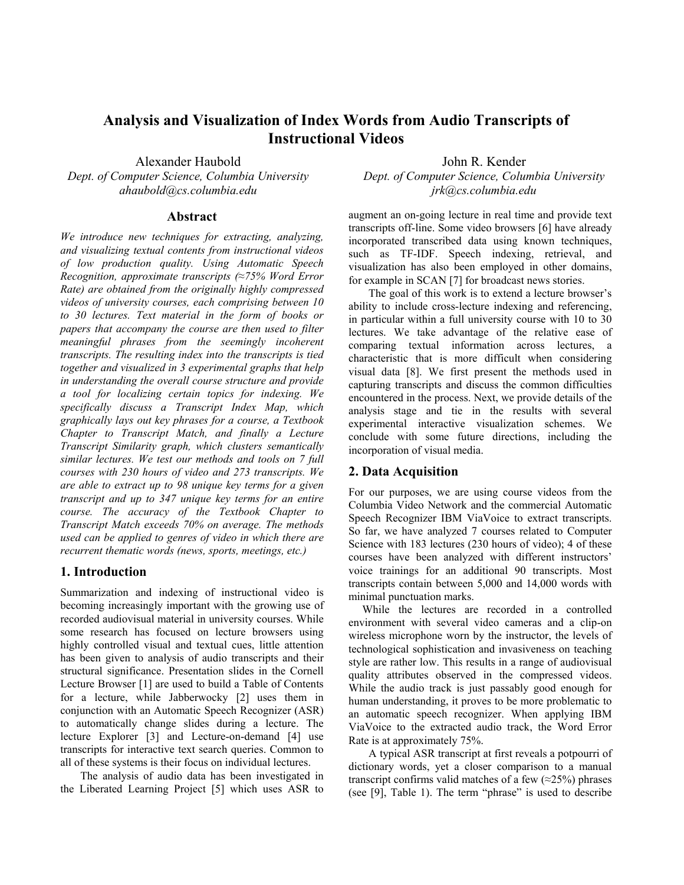# Analysis and Visualization of Index Words from Audio Transcripts of Instructional Videos

Alexander Haubold
*Dept. of Computer Science, Columbia University*
*ahaubold@cs.columbia.edu*

John R. Kender
*Dept. of Computer Science, Columbia University*
*jrk@cs.columbia.edu*

## Abstract

*We introduce new techniques for extracting, analyzing, and visualizing textual contents from instructional videos of low production quality. Using Automatic Speech Recognition, approximate transcripts (≈75% Word Error Rate) are obtained from the originally highly compressed videos of university courses, each comprising between 10 to 30 lectures. Text material in the form of books or papers that accompany the course are then used to filter meaningful phrases from the seemingly incoherent transcripts. The resulting index into the transcripts is tied together and visualized in 3 experimental graphs that help in understanding the overall course structure and provide a tool for localizing certain topics for indexing. We specifically discuss a Transcript Index Map, which graphically lays out key phrases for a course, a Textbook Chapter to Transcript Match, and finally a Lecture Transcript Similarity graph, which clusters semantically similar lectures. We test our methods and tools on 7 full courses with 230 hours of video and 273 transcripts. We are able to extract up to 98 unique key terms for a given transcript and up to 347 unique key terms for an entire course. The accuracy of the Textbook Chapter to Transcript Match exceeds 70% on average. The methods used can be applied to genres of video in which there are recurrent thematic words (news, sports, meetings, etc.)*

## 1. Introduction

Summarization and indexing of instructional video is becoming increasingly important with the growing use of recorded audiovisual material in university courses. While some research has focused on lecture browsers using highly controlled visual and textual cues, little attention has been given to analysis of audio transcripts and their structural significance. Presentation slides in the Cornell Lecture Browser [1] are used to build a Table of Contents for a lecture, while Jabberwocky [2] uses them in conjunction with an Automatic Speech Recognizer (ASR) to automatically change slides during a lecture. The lecture Explorer [3] and Lecture-on-demand [4] use transcripts for interactive text search queries. Common to all of these systems is their focus on individual lectures.

The analysis of audio data has been investigated in the Liberated Learning Project [5] which uses ASR to augment an on-going lecture in real time and provide text transcripts off-line. Some video browsers [6] have already incorporated transcribed data using known techniques, such as TF-IDF. Speech indexing, retrieval, and visualization has also been employed in other domains, for example in SCAN [7] for broadcast news stories.

The goal of this work is to extend a lecture browser's ability to include cross-lecture indexing and referencing, in particular within a full university course with 10 to 30 lectures. We take advantage of the relative ease of comparing textual information across lectures, a characteristic that is more difficult when considering visual data [8]. We first present the methods used in capturing transcripts and discuss the common difficulties encountered in the process. Next, we provide details of the analysis stage and tie in the results with several experimental interactive visualization schemes. We conclude with some future directions, including the incorporation of visual media.

## 2. Data Acquisition

For our purposes, we are using course videos from the Columbia Video Network and the commercial Automatic Speech Recognizer IBM ViaVoice to extract transcripts. So far, we have analyzed 7 courses related to Computer Science with 183 lectures (230 hours of video); 4 of these courses have been analyzed with different instructors' voice trainings for an additional 90 transcripts. Most transcripts contain between 5,000 and 14,000 words with minimal punctuation marks.

While the lectures are recorded in a controlled environment with several video cameras and a clip-on wireless microphone worn by the instructor, the levels of technological sophistication and invasiveness on teaching style are rather low. This results in a range of audiovisual quality attributes observed in the compressed videos. While the audio track is just passably good enough for human understanding, it proves to be more problematic to an automatic speech recognizer. When applying IBM ViaVoice to the extracted audio track, the Word Error Rate is at approximately 75%.

A typical ASR transcript at first reveals a potpourri of dictionary words, yet a closer comparison to a manual transcript confirms valid matches of a few (≈25%) phrases (see [9], Table 1). The term "phrase" is used to describe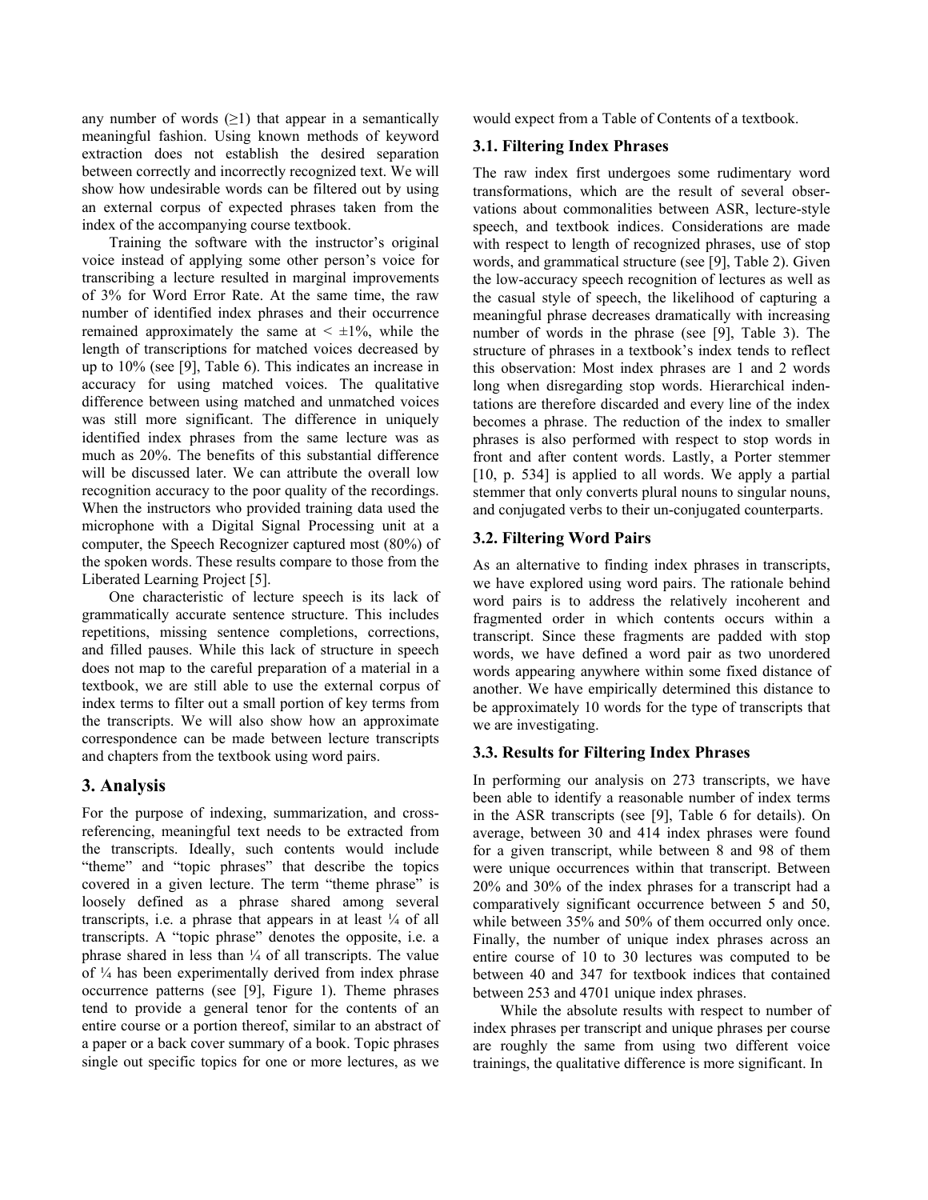any number of words (≥1) that appear in a semantically meaningful fashion. Using known methods of keyword extraction does not establish the desired separation between correctly and incorrectly recognized text. We will show how undesirable words can be filtered out by using an external corpus of expected phrases taken from the index of the accompanying course textbook.

Training the software with the instructor's original voice instead of applying some other person's voice for transcribing a lecture resulted in marginal improvements of 3% for Word Error Rate. At the same time, the raw number of identified index phrases and their occurrence remained approximately the same at < ±1%, while the length of transcriptions for matched voices decreased by up to 10% (see [9], Table 6). This indicates an increase in accuracy for using matched voices. The qualitative difference between using matched and unmatched voices was still more significant. The difference in uniquely identified index phrases from the same lecture was as much as 20%. The benefits of this substantial difference will be discussed later. We can attribute the overall low recognition accuracy to the poor quality of the recordings. When the instructors who provided training data used the microphone with a Digital Signal Processing unit at a computer, the Speech Recognizer captured most (80%) of the spoken words. These results compare to those from the Liberated Learning Project [5].

One characteristic of lecture speech is its lack of grammatically accurate sentence structure. This includes repetitions, missing sentence completions, corrections, and filled pauses. While this lack of structure in speech does not map to the careful preparation of a material in a textbook, we are still able to use the external corpus of index terms to filter out a small portion of key terms from the transcripts. We will also show how an approximate correspondence can be made between lecture transcripts and chapters from the textbook using word pairs.

## 3. Analysis

For the purpose of indexing, summarization, and cross-referencing, meaningful text needs to be extracted from the transcripts. Ideally, such contents would include "theme" and "topic phrases" that describe the topics covered in a given lecture. The term "theme phrase" is loosely defined as a phrase shared among several transcripts, i.e. a phrase that appears in at least ¼ of all transcripts. A "topic phrase" denotes the opposite, i.e. a phrase shared in less than ¼ of all transcripts. The value of ¼ has been experimentally derived from index phrase occurrence patterns (see [9], Figure 1). Theme phrases tend to provide a general tenor for the contents of an entire course or a portion thereof, similar to an abstract of a paper or a back cover summary of a book. Topic phrases single out specific topics for one or more lectures, as we would expect from a Table of Contents of a textbook.

### 3.1. Filtering Index Phrases

The raw index first undergoes some rudimentary word transformations, which are the result of several observations about commonalities between ASR, lecture-style speech, and textbook indices. Considerations are made with respect to length of recognized phrases, use of stop words, and grammatical structure (see [9], Table 2). Given the low-accuracy speech recognition of lectures as well as the casual style of speech, the likelihood of capturing a meaningful phrase decreases dramatically with increasing number of words in the phrase (see [9], Table 3). The structure of phrases in a textbook's index tends to reflect this observation: Most index phrases are 1 and 2 words long when disregarding stop words. Hierarchical indentations are therefore discarded and every line of the index becomes a phrase. The reduction of the index to smaller phrases is also performed with respect to stop words in front and after content words. Lastly, a Porter stemmer [10, p. 534] is applied to all words. We apply a partial stemmer that only converts plural nouns to singular nouns, and conjugated verbs to their un-conjugated counterparts.

### 3.2. Filtering Word Pairs

As an alternative to finding index phrases in transcripts, we have explored using word pairs. The rationale behind word pairs is to address the relatively incoherent and fragmented order in which contents occurs within a transcript. Since these fragments are padded with stop words, we have defined a word pair as two unordered words appearing anywhere within some fixed distance of another. We have empirically determined this distance to be approximately 10 words for the type of transcripts that we are investigating.

### 3.3. Results for Filtering Index Phrases

In performing our analysis on 273 transcripts, we have been able to identify a reasonable number of index terms in the ASR transcripts (see [9], Table 6 for details). On average, between 30 and 414 index phrases were found for a given transcript, while between 8 and 98 of them were unique occurrences within that transcript. Between 20% and 30% of the index phrases for a transcript had a comparatively significant occurrence between 5 and 50, while between 35% and 50% of them occurred only once. Finally, the number of unique index phrases across an entire course of 10 to 30 lectures was computed to be between 40 and 347 for textbook indices that contained between 253 and 4701 unique index phrases.

While the absolute results with respect to number of index phrases per transcript and unique phrases per course are roughly the same from using two different voice trainings, the qualitative difference is more significant. In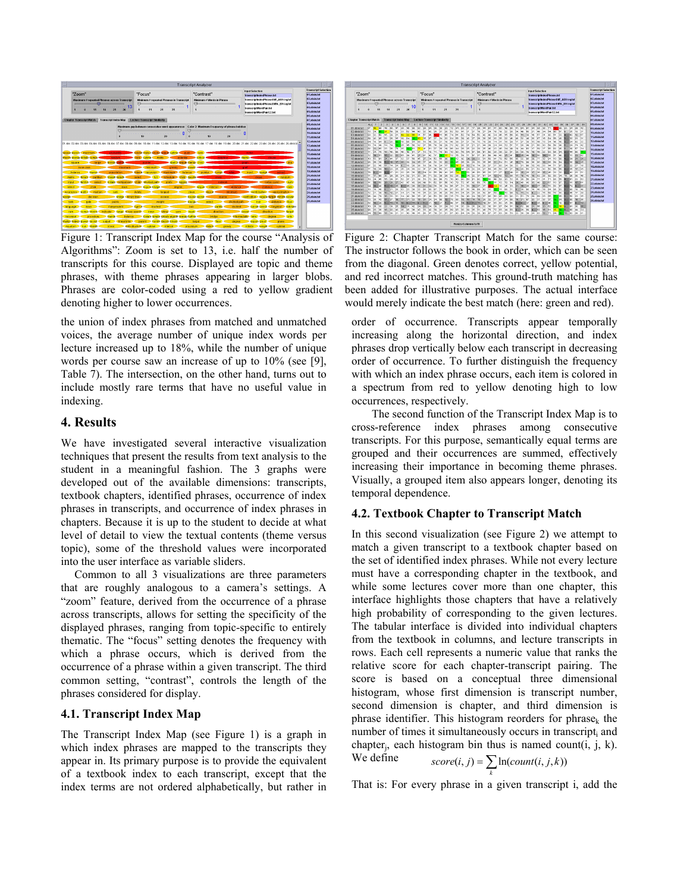Figure 1: Transcript Index Map for the course "Analysis of Algorithms": Zoom is set to 13, i.e. half the number of transcripts for this course. Displayed are topic and theme phrases, with theme phrases appearing in larger blobs. Phrases are color-coded using a red to yellow gradient denoting higher to lower occurrences.

Figure 2: Chapter Transcript Match for the same course: The instructor follows the book in order, which can be seen from the diagonal. Green denotes correct, yellow potential, and red incorrect matches. This ground-truth matching has been added for illustrative purposes. The actual interface would merely indicate the best match (here: green and red).

the union of index phrases from matched and unmatched voices, the average number of unique index words per lecture increased up to 18%, while the number of unique words per course saw an increase of up to 10% (see [9], Table 7). The intersection, on the other hand, turns out to include mostly rare terms that have no useful value in indexing.

## 4. Results

We have investigated several interactive visualization techniques that present the results from text analysis to the student in a meaningful fashion. The 3 graphs were developed out of the available dimensions: transcripts, textbook chapters, identified phrases, occurrence of index phrases in transcripts, and occurrence of index phrases in chapters. Because it is up to the student to decide at what level of detail to view the textual contents (theme versus topic), some of the threshold values were incorporated into the user interface as variable sliders.

Common to all 3 visualizations are three parameters that are roughly analogous to a camera's settings. A "zoom" feature, derived from the occurrence of a phrase across transcripts, allows for setting the specificity of the displayed phrases, ranging from topic-specific to entirely thematic. The "focus" setting denotes the frequency with which a phrase occurs, which is derived from the occurrence of a phrase within a given transcript. The third common setting, "contrast", controls the length of the phrases considered for display.

### 4.1. Transcript Index Map

The Transcript Index Map (see Figure 1) is a graph in which index phrases are mapped to the transcripts they appear in. Its primary purpose is to provide the equivalent of a textbook index to each transcript, except that the index terms are not ordered alphabetically, but rather in order of occurrence. Transcripts appear temporally increasing along the horizontal direction, and index phrases drop vertically below each transcript in decreasing order of occurrence. To further distinguish the frequency with which an index phrase occurs, each item is colored in a spectrum from red to yellow denoting high to low occurrences, respectively.

The second function of the Transcript Index Map is to cross-reference index phrases among consecutive transcripts. For this purpose, semantically equal terms are grouped and their occurrences are summed, effectively increasing their importance in becoming theme phrases. Visually, a grouped item also appears longer, denoting its temporal dependence.

### 4.2. Textbook Chapter to Transcript Match

In this second visualization (see Figure 2) we attempt to match a given transcript to a textbook chapter based on the set of identified index phrases. While not every lecture must have a corresponding chapter in the textbook, and while some lectures cover more than one chapter, this interface highlights those chapters that have a relatively high probability of corresponding to the given lectures. The tabular interface is divided into individual chapters from the textbook in columns, and lecture transcripts in rows. Each cell represents a numeric value that ranks the relative score for each chapter-transcript pairing. The score is based on a conceptual three dimensional histogram, whose first dimension is transcript number, second dimension is chapter, and third dimension is phrase identifier. This histogram reorders for phrase$_k$ the number of times it simultaneously occurs in transcript$_i$ and chapter$_j$, each histogram bin thus is named count(i, j, k). We define

$$score(i, j) = \sum_k \ln(count(i, j, k))$$

That is: For every phrase in a given transcript i, add the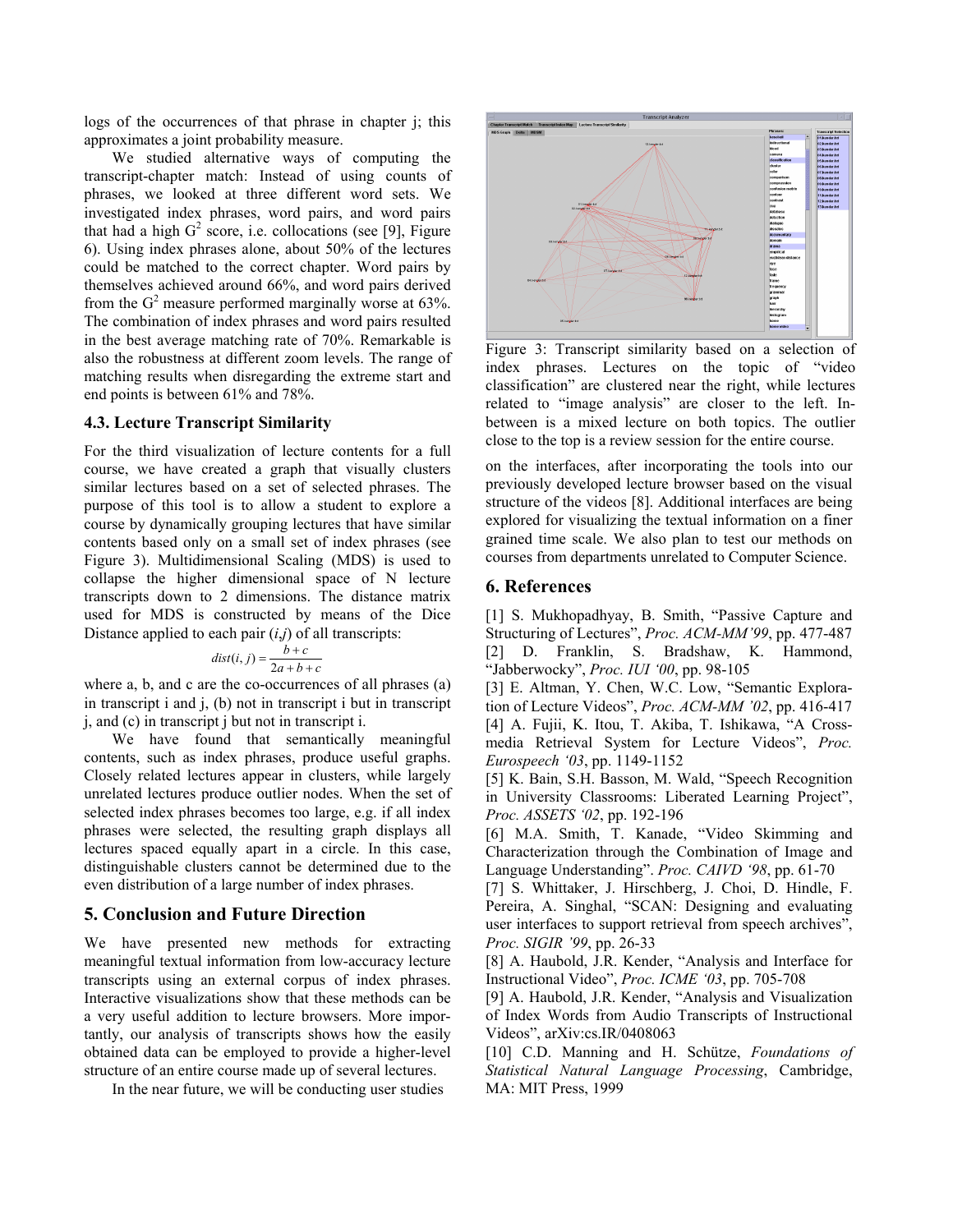logs of the occurrences of that phrase in chapter j; this approximates a joint probability measure.

We studied alternative ways of computing the transcript-chapter match: Instead of using counts of phrases, we looked at three different word sets. We investigated index phrases, word pairs, and word pairs that had a high $G^2$ score, i.e. collocations (see [9], Figure 6). Using index phrases alone, about 50% of the lectures could be matched to the correct chapter. Word pairs by themselves achieved around 66%, and word pairs derived from the $G^2$ measure performed marginally worse at 63%. The combination of index phrases and word pairs resulted in the best average matching rate of 70%. Remarkable is also the robustness at different zoom levels. The range of matching results when disregarding the extreme start and end points is between 61% and 78%.

### 4.3. Lecture Transcript Similarity

For the third visualization of lecture contents for a full course, we have created a graph that visually clusters similar lectures based on a set of selected phrases. The purpose of this tool is to allow a student to explore a course by dynamically grouping lectures that have similar contents based only on a small set of index phrases (see Figure 3). Multidimensional Scaling (MDS) is used to collapse the higher dimensional space of N lecture transcripts down to 2 dimensions. The distance matrix used for MDS is constructed by means of the Dice Distance applied to each pair (*i*,*j*) of all transcripts:

$$dist(i,j) = \frac{b+c}{2a+b+c}$$

where a, b, and c are the co-occurrences of all phrases (a) in transcript i and j, (b) not in transcript i but in transcript j, and (c) in transcript j but not in transcript i.

We have found that semantically meaningful contents, such as index phrases, produce useful graphs. Closely related lectures appear in clusters, while largely unrelated lectures produce outlier nodes. When the set of selected index phrases becomes too large, e.g. if all index phrases were selected, the resulting graph displays all lectures spaced equally apart in a circle. In this case, distinguishable clusters cannot be determined due to the even distribution of a large number of index phrases.

## 5. Conclusion and Future Direction

We have presented new methods for extracting meaningful textual information from low-accuracy lecture transcripts using an external corpus of index phrases. Interactive visualizations show that these methods can be a very useful addition to lecture browsers. More importantly, our analysis of transcripts shows how the easily obtained data can be employed to provide a higher-level structure of an entire course made up of several lectures.

In the near future, we will be conducting user studies

Figure 3: Transcript similarity based on a selection of index phrases. Lectures on the topic of "video classification" are clustered near the right, while lectures related to "image analysis" are closer to the left. In-between is a mixed lecture on both topics. The outlier close to the top is a review session for the entire course.

on the interfaces, after incorporating the tools into our previously developed lecture browser based on the visual structure of the videos [8]. Additional interfaces are being explored for visualizing the textual information on a finer grained time scale. We also plan to test our methods on courses from departments unrelated to Computer Science.

## 6. References

[1] S. Mukhopadhyay, B. Smith, "Passive Capture and Structuring of Lectures", *Proc. ACM-MM'99*, pp. 477-487

[2] D. Franklin, S. Bradshaw, K. Hammond, "Jabberwocky", *Proc. IUI '00*, pp. 98-105

[3] E. Altman, Y. Chen, W.C. Low, "Semantic Exploration of Lecture Videos", *Proc. ACM-MM '02*, pp. 416-417

[4] A. Fujii, K. Itou, T. Akiba, T. Ishikawa, "A Cross-media Retrieval System for Lecture Videos", *Proc. Eurospeech '03*, pp. 1149-1152

[5] K. Bain, S.H. Basson, M. Wald, "Speech Recognition in University Classrooms: Liberated Learning Project", *Proc. ASSETS '02*, pp. 192-196

[6] M.A. Smith, T. Kanade, "Video Skimming and Characterization through the Combination of Image and Language Understanding". *Proc. CAIVD '98*, pp. 61-70

[7] S. Whittaker, J. Hirschberg, J. Choi, D. Hindle, F. Pereira, A. Singhal, "SCAN: Designing and evaluating user interfaces to support retrieval from speech archives", *Proc. SIGIR '99*, pp. 26-33

[8] A. Haubold, J.R. Kender, "Analysis and Interface for Instructional Video", *Proc. ICME '03*, pp. 705-708

[9] A. Haubold, J.R. Kender, "Analysis and Visualization of Index Words from Audio Transcripts of Instructional Videos", arXiv:cs.IR/0408063

[10] C.D. Manning and H. Schütze, *Foundations of Statistical Natural Language Processing*, Cambridge, MA: MIT Press, 1999